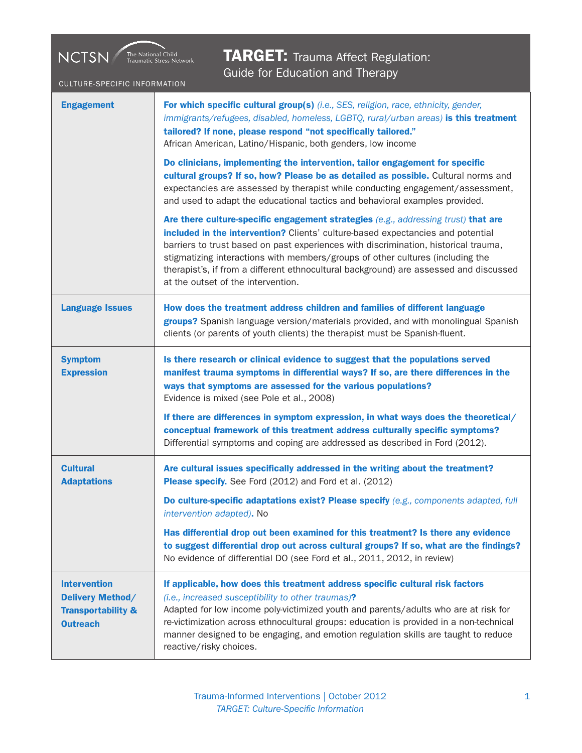NCTSN The National Child Traumatic Stress Network

CULTURE-SPECIFIC INFORMATION

# TARGET: Trauma Affect Regulation: Guide for Education and Therapy

| | |
|---|---|
| **Engagement** | **For which specific cultural group(s)** *(i.e., SES, religion, race, ethnicity, gender, immigrants/refugees, disabled, homeless, LGBTQ, rural/urban areas)* **is this treatment tailored? If none, please respond "not specifically tailored."**<br>African American, Latino/Hispanic, both genders, low income<br><br>**Do clinicians, implementing the intervention, tailor engagement for specific cultural groups? If so, how? Please be as detailed as possible.** Cultural norms and expectancies are assessed by therapist while conducting engagement/assessment, and used to adapt the educational tactics and behavioral examples provided.<br><br>**Are there culture-specific engagement strategies** *(e.g., addressing trust)* **that are included in the intervention?** Clients' culture-based expectancies and potential barriers to trust based on past experiences with discrimination, historical trauma, stigmatizing interactions with members/groups of other cultures (including the therapist's, if from a different ethnocultural background) are assessed and discussed at the outset of the intervention. |
| **Language Issues** | **How does the treatment address children and families of different language groups?** Spanish language version/materials provided, and with monolingual Spanish clients (or parents of youth clients) the therapist must be Spanish-fluent. |
| **Symptom Expression** | **Is there research or clinical evidence to suggest that the populations served manifest trauma symptoms in differential ways? If so, are there differences in the ways that symptoms are assessed for the various populations?**<br>Evidence is mixed (see Pole et al., 2008)<br><br>**If there are differences in symptom expression, in what ways does the theoretical/conceptual framework of this treatment address culturally specific symptoms?**<br>Differential symptoms and coping are addressed as described in Ford (2012). |
| **Cultural Adaptations** | **Are cultural issues specifically addressed in the writing about the treatment? Please specify.** See Ford (2012) and Ford et al. (2012)<br><br>**Do culture-specific adaptations exist? Please specify** *(e.g., components adapted, full intervention adapted)*. No<br><br>**Has differential drop out been examined for this treatment? Is there any evidence to suggest differential drop out across cultural groups? If so, what are the findings?**<br>No evidence of differential DO (see Ford et al., 2011, 2012, in review) |
| **Intervention Delivery Method/ Transportability & Outreach** | **If applicable, how does this treatment address specific cultural risk factors** *(i.e., increased susceptibility to other traumas)***?**<br>Adapted for low income poly-victimized youth and parents/adults who are at risk for re-victimization across ethnocultural groups: education is provided in a non-technical manner designed to be engaging, and emotion regulation skills are taught to reduce reactive/risky choices. |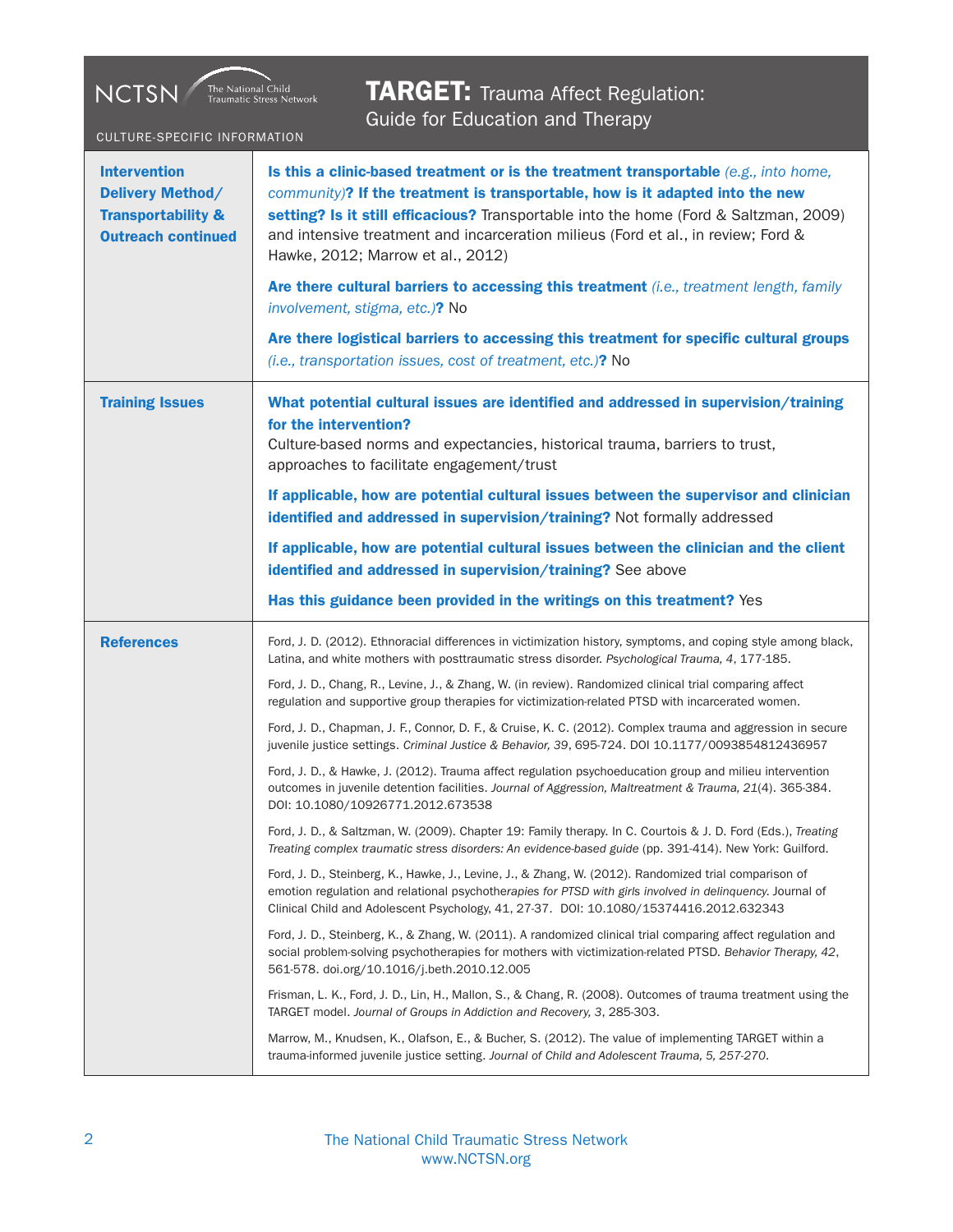NCTSN The National Child Traumatic Stress Network

CULTURE-SPECIFIC INFORMATION

# TARGET: Trauma Affect Regulation: Guide for Education and Therapy

| | |
|---|---|
| **Intervention Delivery Method/ Transportability & Outreach continued** | **Is this a clinic-based treatment or is the treatment transportable** *(e.g., into home, community)***? If the treatment is transportable, how is it adapted into the new setting? Is it still efficacious?** Transportable into the home (Ford & Saltzman, 2009) and intensive treatment and incarceration milieus (Ford et al., in review; Ford & Hawke, 2012; Marrow et al., 2012)<br><br>**Are there cultural barriers to accessing this treatment** *(i.e., treatment length, family involvement, stigma, etc.)***?** No<br><br>**Are there logistical barriers to accessing this treatment for specific cultural groups** *(i.e., transportation issues, cost of treatment, etc.)***?** No |
| **Training Issues** | **What potential cultural issues are identified and addressed in supervision/training for the intervention?**<br>Culture-based norms and expectancies, historical trauma, barriers to trust, approaches to facilitate engagement/trust<br><br>**If applicable, how are potential cultural issues between the supervisor and clinician identified and addressed in supervision/training?** Not formally addressed<br><br>**If applicable, how are potential cultural issues between the clinician and the client identified and addressed in supervision/training?** See above<br><br>**Has this guidance been provided in the writings on this treatment?** Yes |
| **References** | Ford, J. D. (2012). Ethnoracial differences in victimization history, symptoms, and coping style among black, Latina, and white mothers with posttraumatic stress disorder. *Psychological Trauma, 4*, 177-185.<br><br>Ford, J. D., Chang, R., Levine, J., & Zhang, W. (in review). Randomized clinical trial comparing affect regulation and supportive group therapies for victimization-related PTSD with incarcerated women.<br><br>Ford, J. D., Chapman, J. F., Connor, D. F., & Cruise, K. C. (2012). Complex trauma and aggression in secure juvenile justice settings. *Criminal Justice & Behavior, 39*, 695-724. DOI 10.1177/0093854812436957<br><br>Ford, J. D., & Hawke, J. (2012). Trauma affect regulation psychoeducation group and milieu intervention outcomes in juvenile detention facilities. *Journal of Aggression, Maltreatment & Trauma, 21*(4). 365-384. DOI: 10.1080/10926771.2012.673538<br><br>Ford, J. D., & Saltzman, W. (2009). Chapter 19: Family therapy. In C. Courtois & J. D. Ford (Eds.), *Treating Treating complex traumatic stress disorders: An evidence-based guide* (pp. 391-414). New York: Guilford.<br><br>Ford, J. D., Steinberg, K., Hawke, J., Levine, J., & Zhang, W. (2012). Randomized trial comparison of emotion regulation and relational psychother*apies for PTSD with girls involved in delinquency.* Journal of Clinical Child and Adolescent Psychology, 41, 27-37. DOI: 10.1080/15374416.2012.632343<br><br>Ford, J. D., Steinberg, K., & Zhang, W. (2011). A randomized clinical trial comparing affect regulation and social problem-solving psychotherapies for mothers with victimization-related PTSD. *Behavior Therapy, 42*, 561-578. doi.org/10.1016/j.beth.2010.12.005<br><br>Frisman, L. K., Ford, J. D., Lin, H., Mallon, S., & Chang, R. (2008). Outcomes of trauma treatment using the TARGET model. *Journal of Groups in Addiction and Recovery, 3*, 285-303.<br><br>Marrow, M., Knudsen, K., Olafson, E., & Bucher, S. (2012). The value of implementing TARGET within a trauma-informed juvenile justice setting. *Journal of Child and Adolescent Trauma, 5, 257-270*. |

The National Child Traumatic Stress Network
www.NCTSN.org